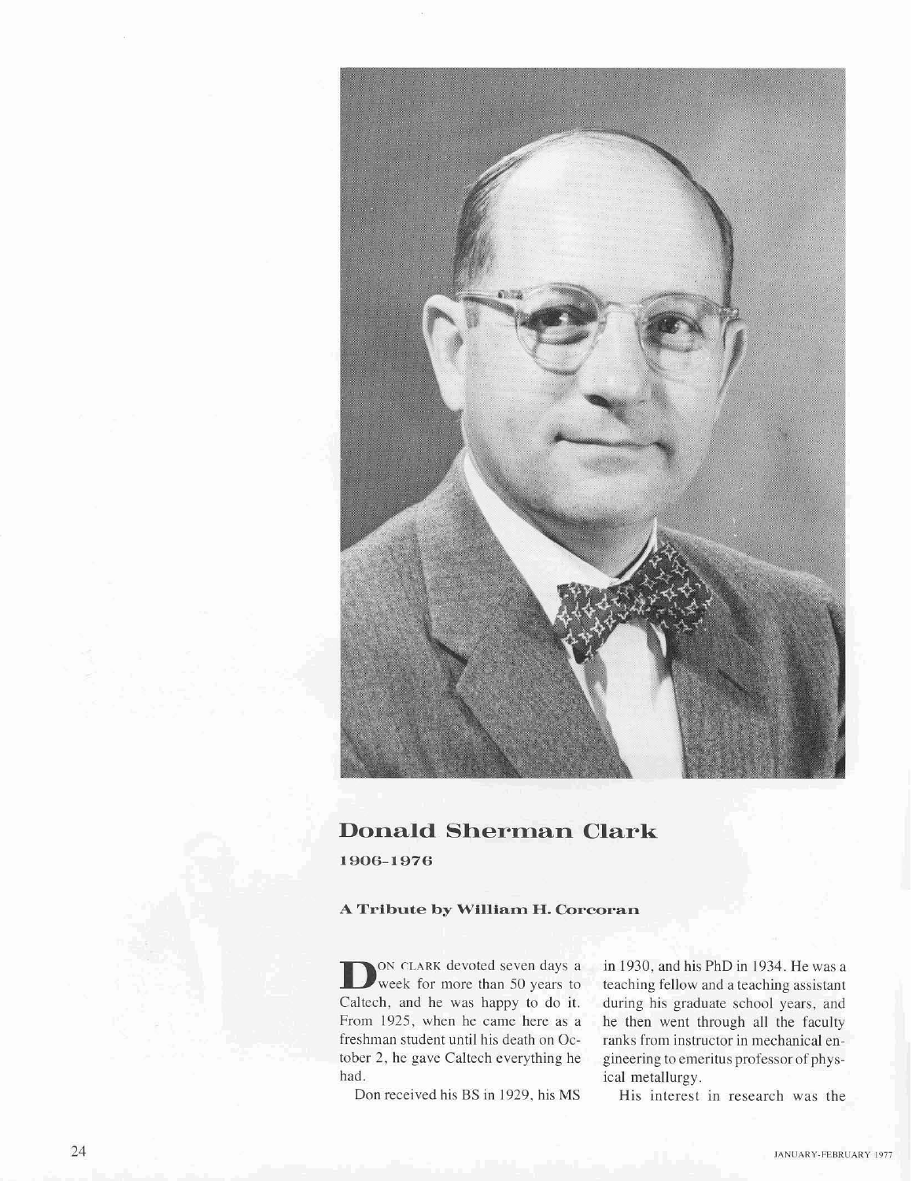# Donald Sherman Clark

**1906–1976**

### A Tribute by William H. Corcoran

DON CLARK devoted seven days a week for more than 50 years to Caltech, and he was happy to do it. From 1925, when he came here as a freshman student until his death on October 2, he gave Caltech everything he had.

Don received his BS in 1929, his MS in 1930, and his PhD in 1934. He was a teaching fellow and a teaching assistant during his graduate school years, and he then went through all the faculty ranks from instructor in mechanical engineering to emeritus professor of physical metallurgy.

His interest in research was the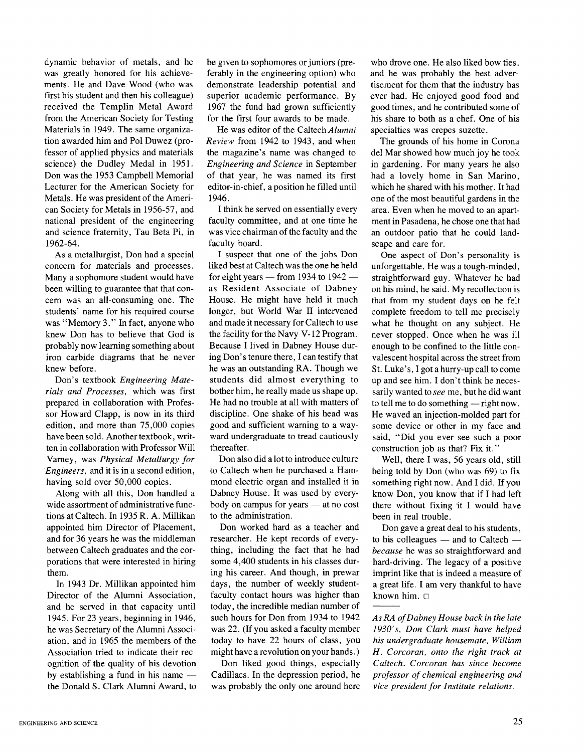dynamic behavior of metals, and he was greatly honored for his achievements. He and Dave Wood (who was first his student and then his colleague) received the Templin Metal Award from the American Society for Testing Materials in 1949. The same organization awarded him and Pol Duwez (professor of applied physics and materials science) the Dudley Medal in 1951. Don was the 1953 Campbell Memorial Lecturer for the American Society for Metals. He was president of the American Society for Metals in 1956-57, and national president of the engineering and science fraternity, Tau Beta Pi, in 1962-64.

As a metallurgist, Don had a special concern for materials and processes. Many a sophomore student would have been willing to guarantee that that concern was an all-consuming one. The students' name for his required course was "Memory 3." In fact, anyone who knew Don has to believe that God is probably now learning something about iron carbide diagrams that he never knew before.

Don's textbook *Engineering Materials and Processes,* which was first prepared in collaboration with Professor Howard Clapp, is now in its third edition, and more than 75,000 copies have been sold. Another textbook, written in collaboration with Professor Will Varney, was *Physical Metallurgy for Engineers,* and it is in a second edition, having sold over 50,000 copies.

Along with all this, Don handled a wide assortment of administrative functions at Caltech. In 1935 R. A. Millikan appointed him Director of Placement, and for 36 years he was the middleman between Caltech graduates and the corporations that were interested in hiring them.

In 1943 Dr. Millikan appointed him Director of the Alumni Association, and he served in that capacity until 1945. For 23 years, beginning in 1946, he was Secretary of the Alumni Association, and in 1965 the members of the Association tried to indicate their recognition of the quality of his devotion by establishing a fund in his name — the Donald S. Clark Alumni Award, to be given to sophomores or juniors (preferably in the engineering option) who demonstrate leadership potential and superior academic performance. By 1967 the fund had grown sufficiently for the first four awards to be made.

He was editor of the Caltech *Alumni Review* from 1942 to 1943, and when the magazine's name was changed to *Engineering and Science* in September of that year, he was named its first editor-in-chief, a position he filled until 1946.

I think he served on essentially every faculty committee, and at one time he was vice chairman of the faculty and the faculty board.

I suspect that one of the jobs Don liked best at Caltech was the one he held for eight years — from 1934 to 1942 — as Resident Associate of Dabney House. He might have held it much longer, but World War II intervened and made it necessary for Caltech to use the facility for the Navy V-12 Program. Because I lived in Dabney House during Don's tenure there, I can testify that he was an outstanding RA. Though we students did almost everything to bother him, he really made us shape up. He had no trouble at all with matters of discipline. One shake of his head was good and sufficient warning to a wayward undergraduate to tread cautiously thereafter.

Don also did a lot to introduce culture to Caltech when he purchased a Hammond electric organ and installed it in Dabney House. It was used by everybody on campus for years — at no cost to the administration.

Don worked hard as a teacher and researcher. He kept records of everything, including the fact that he had some 4,400 students in his classes during his career. And though, in prewar days, the number of weekly student-faculty contact hours was higher than today, the incredible median number of such hours for Don from 1934 to 1942 was 22. (If you asked a faculty member today to have 22 hours of class, you might have a revolution on your hands.)

Don liked good things, especially Cadillacs. In the depression period, he was probably the only one around here who drove one. He also liked bow ties, and he was probably the best advertisement for them that the industry has ever had. He enjoyed good food and good times, and he contributed some of his share to both as a chef. One of his specialties was crepes suzette.

The grounds of his home in Corona del Mar showed how much joy he took in gardening. For many years he also had a lovely home in San Marino, which he shared with his mother. It had one of the most beautiful gardens in the area. Even when he moved to an apartment in Pasadena, he chose one that had an outdoor patio that he could landscape and care for.

One aspect of Don's personality is unforgettable. He was a tough-minded, straightforward guy. Whatever he had on his mind, he said. My recollection is that from my student days on he felt complete freedom to tell me precisely what he thought on any subject. He never stopped. Once when he was ill enough to be confined to the little convalescent hospital across the street from St. Luke's, I got a hurry-up call to come up and see him. I don't think he necessarily wanted to *see* me, but he did want to tell me to do something — right now. He waved an injection-molded part for some device or other in my face and said, "Did you ever see such a poor construction job as that? Fix it."

Well, there I was, 56 years old, still being told by Don (who was 69) to fix something right now. And I did. If you know Don, you know that if I had left there without fixing it I would have been in real trouble.

Don gave a great deal to his students, to his colleagues — and to Caltech — *because* he was so straightforward and hard-driving. The legacy of a positive imprint like that is indeed a measure of a great life. I am very thankful to have known him. □

---

*As RA of Dabney House back in the late 1930's, Don Clark must have helped his undergraduate housemate, William H. Corcoran, onto the right track at Caltech. Corcoran has since become professor of chemical engineering and vice president for Institute relations.*